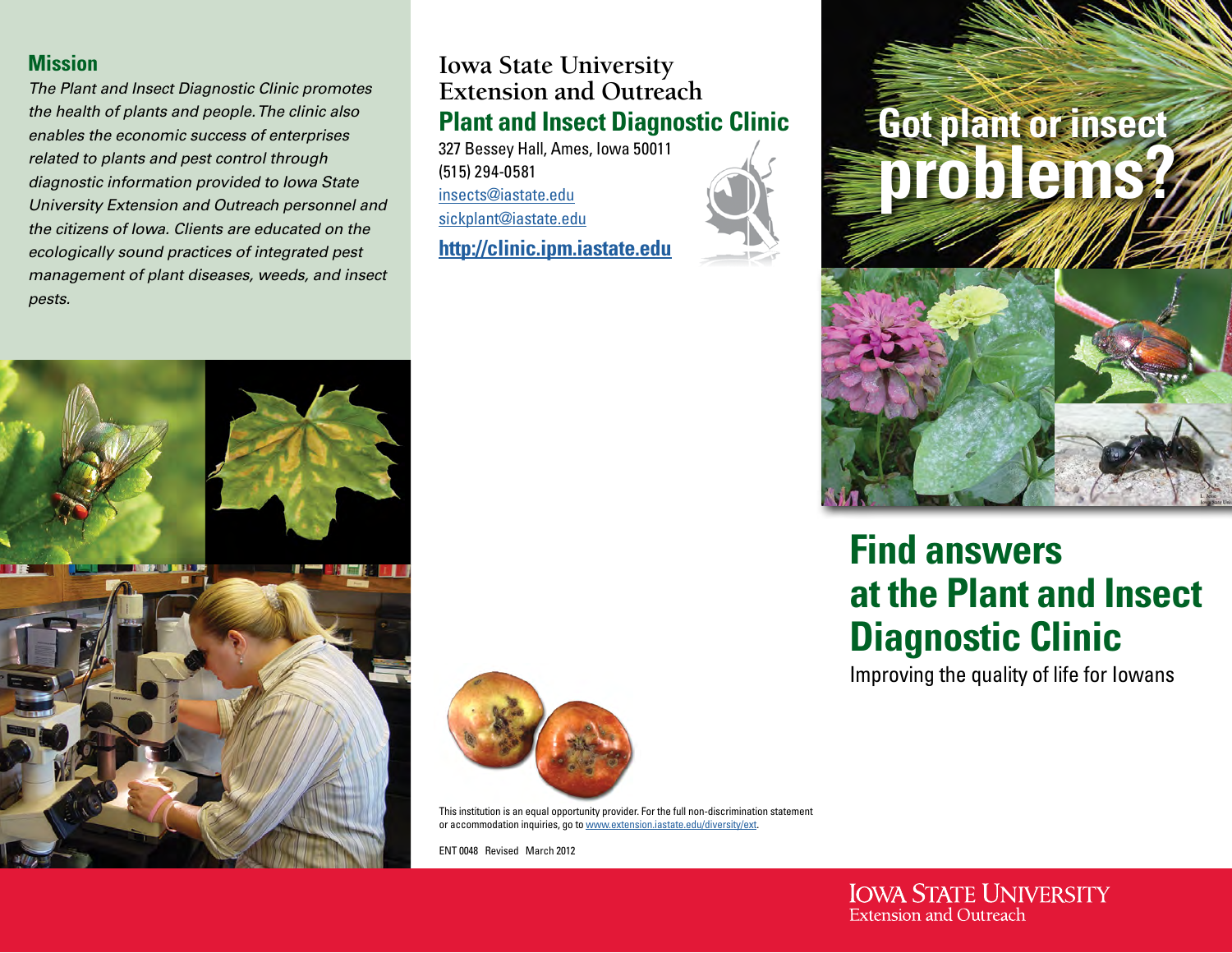## Mission

*The Plant and Insect Diagnostic Clinic promotes the health of plants and people. The clinic also enables the economic success of enterprises related to plants and pest control through diagnostic information provided to Iowa State University Extension and Outreach personnel and the citizens of Iowa. Clients are educated on the ecologically sound practices of integrated pest management of plant diseases, weeds, and insect pests.*

Iowa State University
Extension and Outreach

## Plant and Insect Diagnostic Clinic

327 Bessey Hall, Ames, Iowa 50011
(515) 294-0581
insects@iastate.edu
sickplant@iastate.edu
**http://clinic.ipm.iastate.edu**

This institution is an equal opportunity provider. For the full non-discrimination statement or accommodation inquiries, go to www.extension.iastate.edu/diversity/ext.

ENT 0048 Revised March 2012

# Got plant or insect problems?

# Find answers at the Plant and Insect Diagnostic Clinic

Improving the quality of life for Iowans

Iowa State University
Extension and Outreach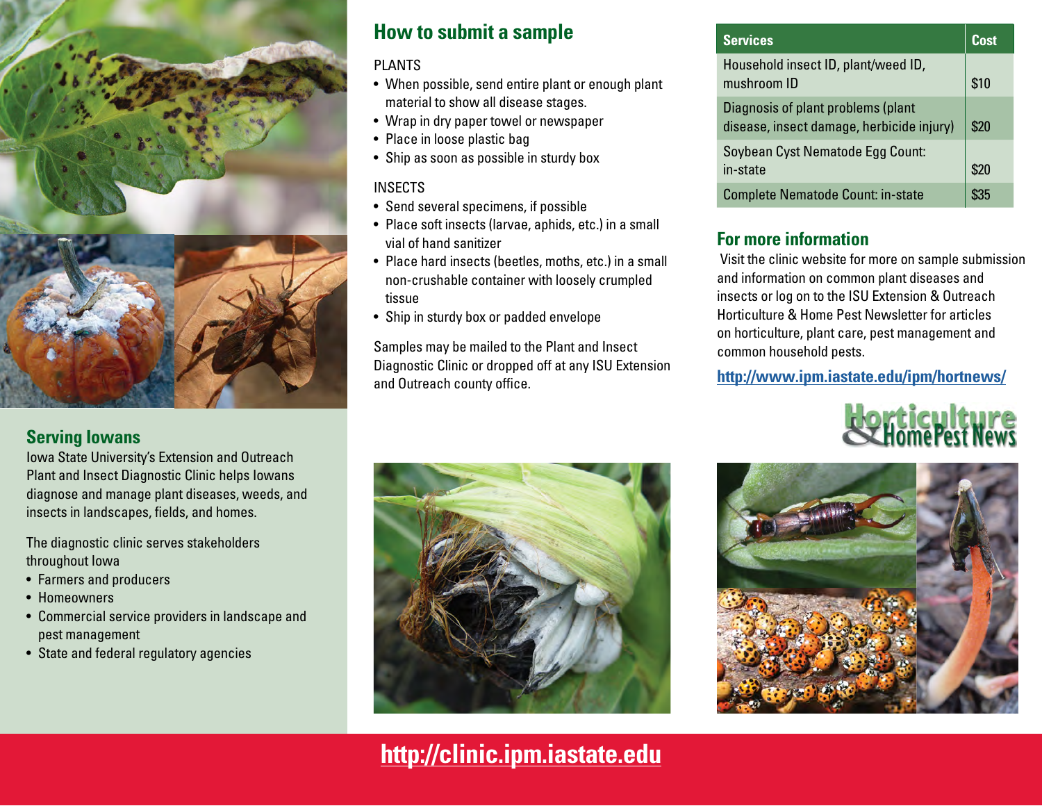## Serving Iowans

Iowa State University's Extension and Outreach Plant and Insect Diagnostic Clinic helps Iowans diagnose and manage plant diseases, weeds, and insects in landscapes, fields, and homes.

The diagnostic clinic serves stakeholders throughout Iowa

- Farmers and producers
- Homeowners
- Commercial service providers in landscape and pest management
- State and federal regulatory agencies

## How to submit a sample

PLANTS

- When possible, send entire plant or enough plant material to show all disease stages.
- Wrap in dry paper towel or newspaper
- Place in loose plastic bag
- Ship as soon as possible in sturdy box

INSECTS

- Send several specimens, if possible
- Place soft insects (larvae, aphids, etc.) in a small vial of hand sanitizer
- Place hard insects (beetles, moths, etc.) in a small non-crushable container with loosely crumpled tissue
- Ship in sturdy box or padded envelope

Samples may be mailed to the Plant and Insect Diagnostic Clinic or dropped off at any ISU Extension and Outreach county office.

| Services | Cost |
| --- | --- |
| Household insect ID, plant/weed ID, mushroom ID | $10 |
| Diagnosis of plant problems (plant disease, insect damage, herbicide injury) | $20 |
| Soybean Cyst Nematode Egg Count: in-state | $20 |
| Complete Nematode Count: in-state | $35 |

## For more information

Visit the clinic website for more on sample submission and information on common plant diseases and insects or log on to the ISU Extension & Outreach Horticulture & Home Pest Newsletter for articles on horticulture, plant care, pest management and common household pests.

**http://www.ipm.iastate.edu/ipm/hortnews/**

Horticulture & Home Pest News

**http://clinic.ipm.iastate.edu**